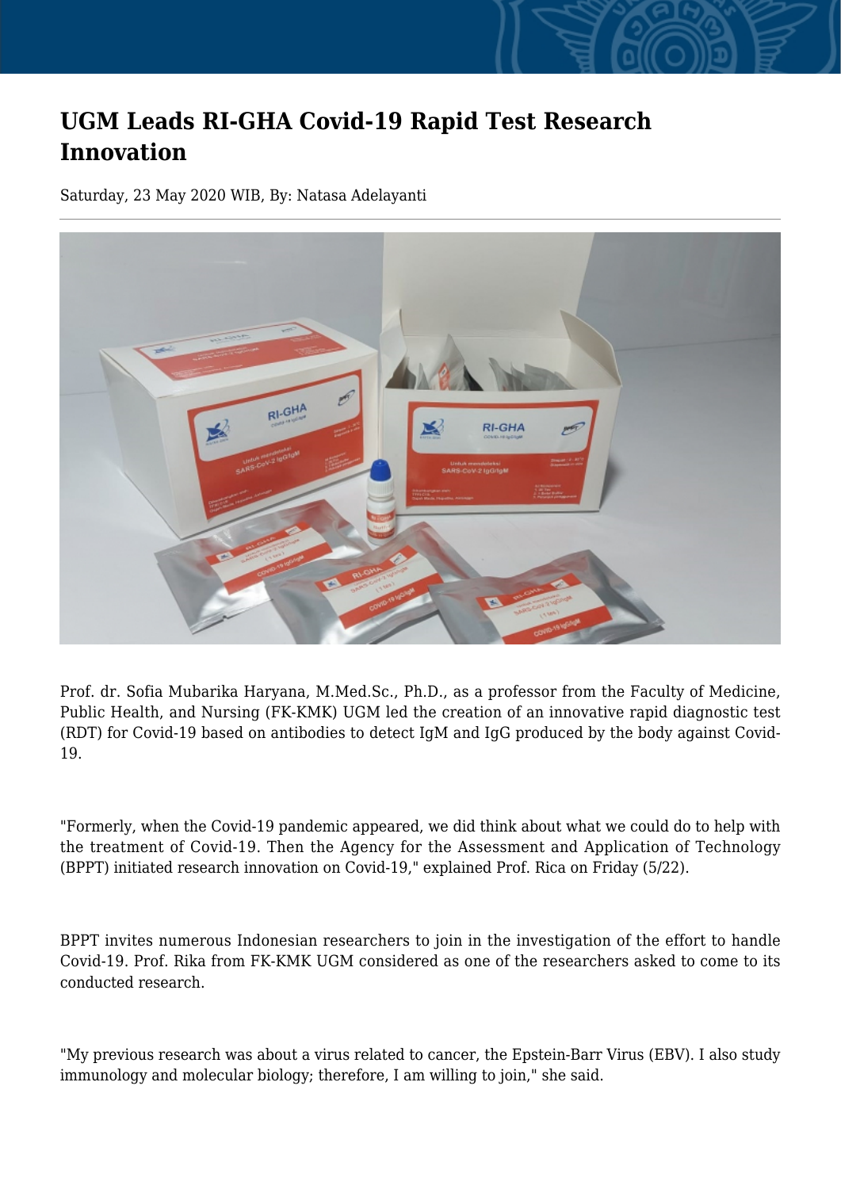# UGM Leads RI-GHA Covid-19 Rapid Test Research Innovation

Saturday, 23 May 2020 WIB, By: Natasa Adelayanti

Prof. dr. Sofia Mubarika Haryana, M.Med.Sc., Ph.D., as a professor from the Faculty of Medicine, Public Health, and Nursing (FK-KMK) UGM led the creation of an innovative rapid diagnostic test (RDT) for Covid-19 based on antibodies to detect IgM and IgG produced by the body against Covid-19.

"Formerly, when the Covid-19 pandemic appeared, we did think about what we could do to help with the treatment of Covid-19. Then the Agency for the Assessment and Application of Technology (BPPT) initiated research innovation on Covid-19," explained Prof. Rica on Friday (5/22).

BPPT invites numerous Indonesian researchers to join in the investigation of the effort to handle Covid-19. Prof. Rika from FK-KMK UGM considered as one of the researchers asked to come to its conducted research.

"My previous research was about a virus related to cancer, the Epstein-Barr Virus (EBV). I also study immunology and molecular biology; therefore, I am willing to join," she said.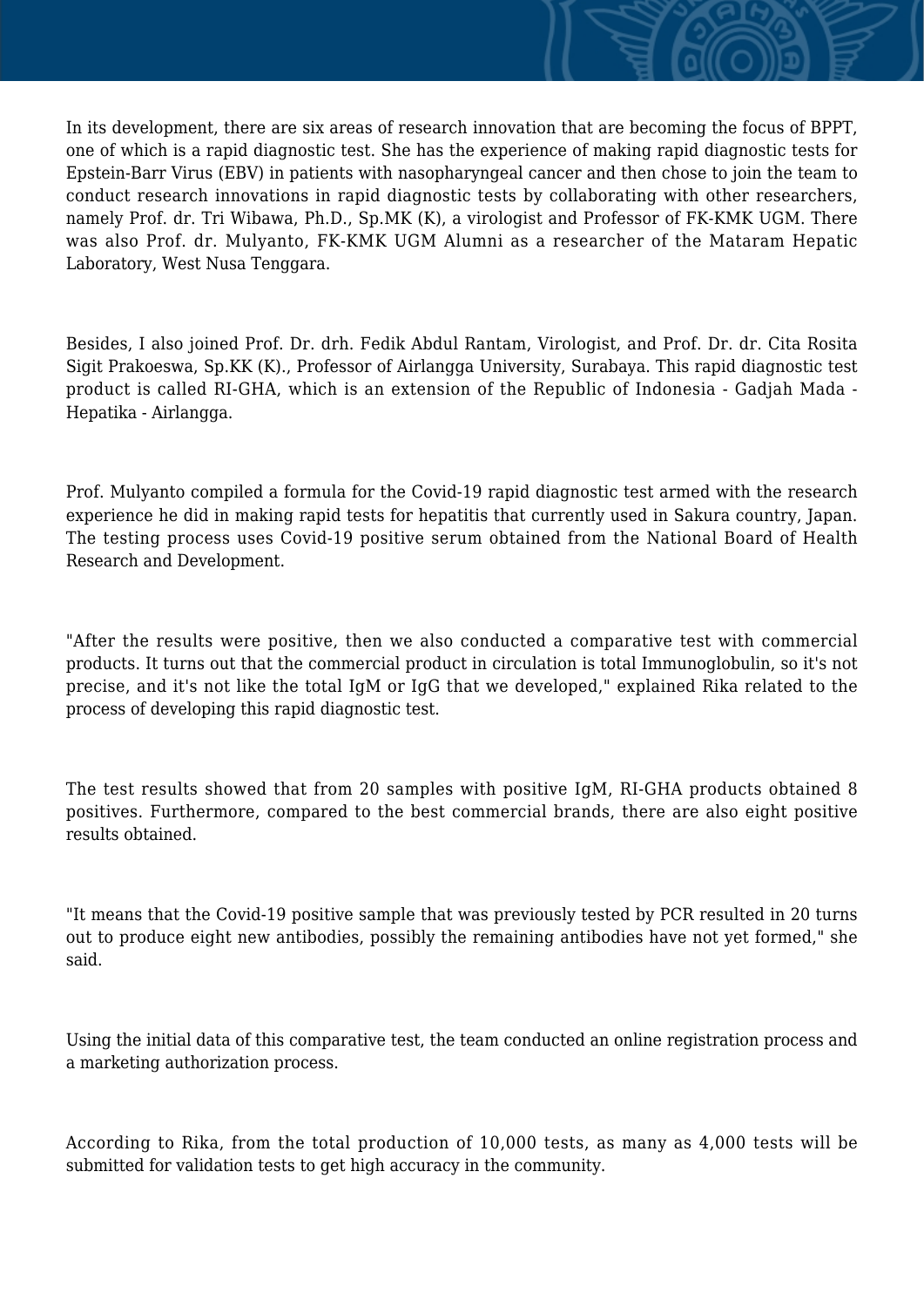In its development, there are six areas of research innovation that are becoming the focus of BPPT, one of which is a rapid diagnostic test. She has the experience of making rapid diagnostic tests for Epstein-Barr Virus (EBV) in patients with nasopharyngeal cancer and then chose to join the team to conduct research innovations in rapid diagnostic tests by collaborating with other researchers, namely Prof. dr. Tri Wibawa, Ph.D., Sp.MK (K), a virologist and Professor of FK-KMK UGM. There was also Prof. dr. Mulyanto, FK-KMK UGM Alumni as a researcher of the Mataram Hepatic Laboratory, West Nusa Tenggara.

Besides, I also joined Prof. Dr. drh. Fedik Abdul Rantam, Virologist, and Prof. Dr. dr. Cita Rosita Sigit Prakoeswa, Sp.KK (K)., Professor of Airlangga University, Surabaya. This rapid diagnostic test product is called RI-GHA, which is an extension of the Republic of Indonesia - Gadjah Mada - Hepatika - Airlangga.

Prof. Mulyanto compiled a formula for the Covid-19 rapid diagnostic test armed with the research experience he did in making rapid tests for hepatitis that currently used in Sakura country, Japan. The testing process uses Covid-19 positive serum obtained from the National Board of Health Research and Development.

"After the results were positive, then we also conducted a comparative test with commercial products. It turns out that the commercial product in circulation is total Immunoglobulin, so it's not precise, and it's not like the total IgM or IgG that we developed," explained Rika related to the process of developing this rapid diagnostic test.

The test results showed that from 20 samples with positive IgM, RI-GHA products obtained 8 positives. Furthermore, compared to the best commercial brands, there are also eight positive results obtained.

"It means that the Covid-19 positive sample that was previously tested by PCR resulted in 20 turns out to produce eight new antibodies, possibly the remaining antibodies have not yet formed," she said.

Using the initial data of this comparative test, the team conducted an online registration process and a marketing authorization process.

According to Rika, from the total production of 10,000 tests, as many as 4,000 tests will be submitted for validation tests to get high accuracy in the community.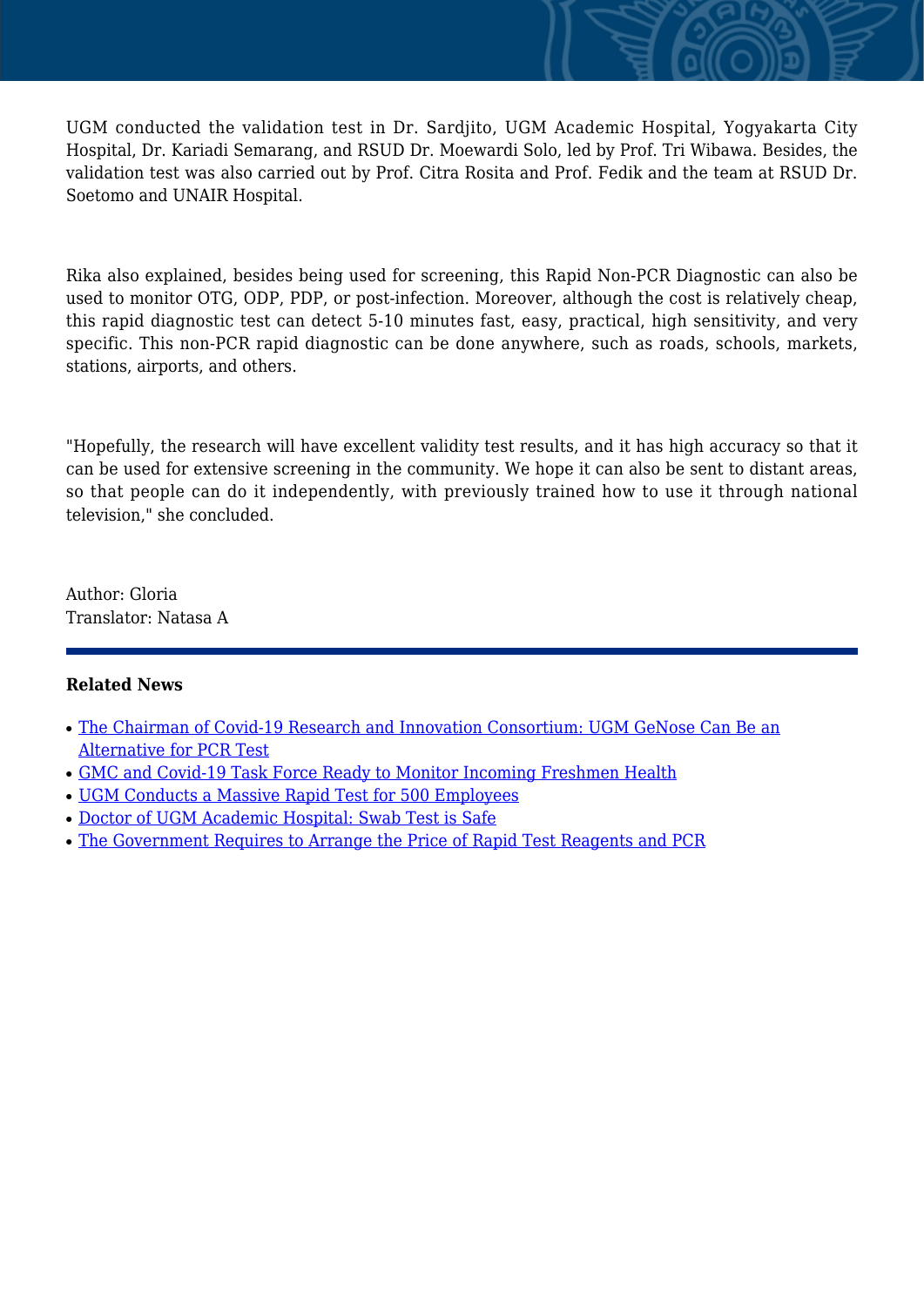UGM conducted the validation test in Dr. Sardjito, UGM Academic Hospital, Yogyakarta City Hospital, Dr. Kariadi Semarang, and RSUD Dr. Moewardi Solo, led by Prof. Tri Wibawa. Besides, the validation test was also carried out by Prof. Citra Rosita and Prof. Fedik and the team at RSUD Dr. Soetomo and UNAIR Hospital.

Rika also explained, besides being used for screening, this Rapid Non-PCR Diagnostic can also be used to monitor OTG, ODP, PDP, or post-infection. Moreover, although the cost is relatively cheap, this rapid diagnostic test can detect 5-10 minutes fast, easy, practical, high sensitivity, and very specific. This non-PCR rapid diagnostic can be done anywhere, such as roads, schools, markets, stations, airports, and others.

"Hopefully, the research will have excellent validity test results, and it has high accuracy so that it can be used for extensive screening in the community. We hope it can also be sent to distant areas, so that people can do it independently, with previously trained how to use it through national television," she concluded.

Author: Gloria
Translator: Natasa A

---

**Related News**

- The Chairman of Covid-19 Research and Innovation Consortium: UGM GeNose Can Be an Alternative for PCR Test
- GMC and Covid-19 Task Force Ready to Monitor Incoming Freshmen Health
- UGM Conducts a Massive Rapid Test for 500 Employees
- Doctor of UGM Academic Hospital: Swab Test is Safe
- The Government Requires to Arrange the Price of Rapid Test Reagents and PCR